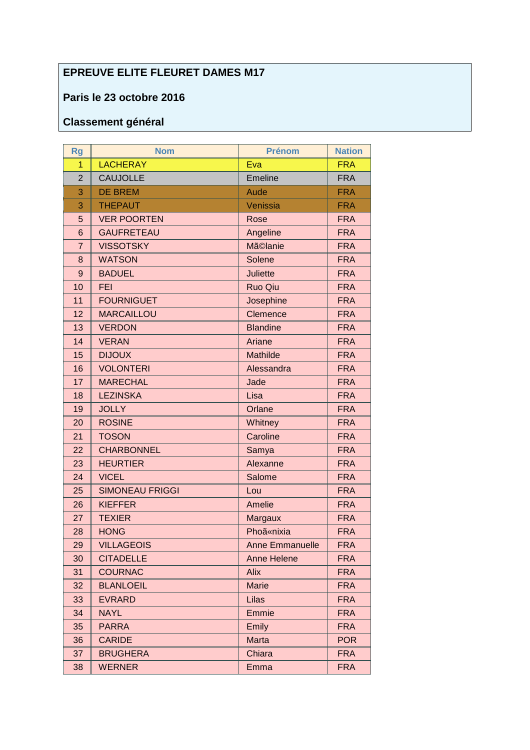**EPREUVE ELITE FLEURET DAMES M17**

**Paris le 23 octobre 2016**

**Classement général**

| Rg | Nom | Prénom | Nation |
|---|---|---|---|
| 1 | LACHERAY | Eva | FRA |
| 2 | CAUJOLLE | Emeline | FRA |
| 3 | DE BREM | Aude | FRA |
| 3 | THEPAUT | Venissia | FRA |
| 5 | VER POORTEN | Rose | FRA |
| 6 | GAUFRETEAU | Angeline | FRA |
| 7 | VISSOTSKY | MÃ©lanie | FRA |
| 8 | WATSON | Solene | FRA |
| 9 | BADUEL | Juliette | FRA |
| 10 | FEI | Ruo Qiu | FRA |
| 11 | FOURNIGUET | Josephine | FRA |
| 12 | MARCAILLOU | Clemence | FRA |
| 13 | VERDON | Blandine | FRA |
| 14 | VERAN | Ariane | FRA |
| 15 | DIJOUX | Mathilde | FRA |
| 16 | VOLONTERI | Alessandra | FRA |
| 17 | MARECHAL | Jade | FRA |
| 18 | LEZINSKA | Lisa | FRA |
| 19 | JOLLY | Orlane | FRA |
| 20 | ROSINE | Whitney | FRA |
| 21 | TOSON | Caroline | FRA |
| 22 | CHARBONNEL | Samya | FRA |
| 23 | HEURTIER | Alexanne | FRA |
| 24 | VICEL | Salome | FRA |
| 25 | SIMONEAU FRIGGI | Lou | FRA |
| 26 | KIEFFER | Amelie | FRA |
| 27 | TEXIER | Margaux | FRA |
| 28 | HONG | PhoÃ«nixia | FRA |
| 29 | VILLAGEOIS | Anne Emmanuelle | FRA |
| 30 | CITADELLE | Anne Helene | FRA |
| 31 | COURNAC | Alix | FRA |
| 32 | BLANLOEIL | Marie | FRA |
| 33 | EVRARD | Lilas | FRA |
| 34 | NAYL | Emmie | FRA |
| 35 | PARRA | Emily | FRA |
| 36 | CARIDE | Marta | POR |
| 37 | BRUGHERA | Chiara | FRA |
| 38 | WERNER | Emma | FRA |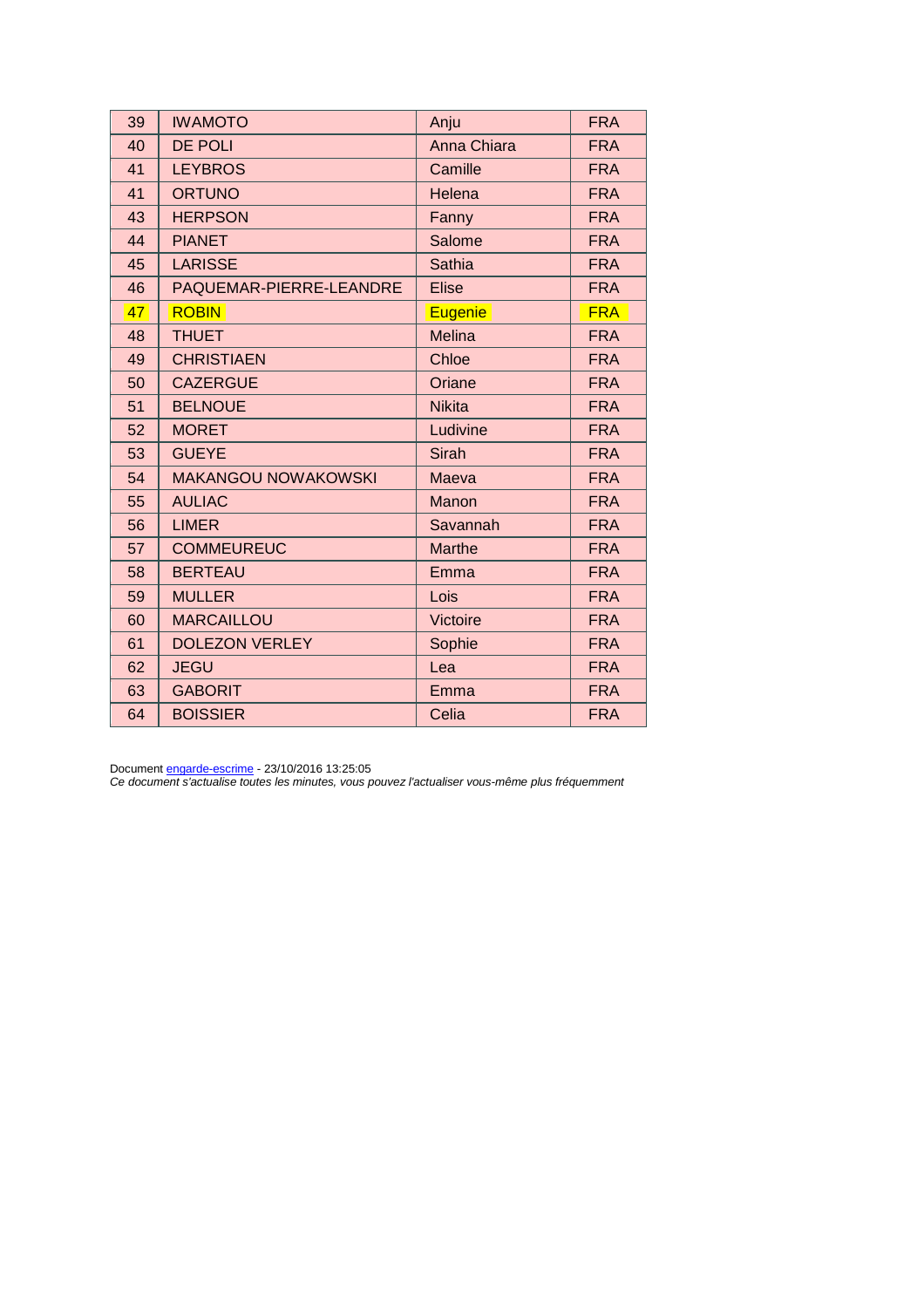| | | | |
|---|---|---|---|
| 39 | IWAMOTO | Anju | FRA |
| 40 | DE POLI | Anna Chiara | FRA |
| 41 | LEYBROS | Camille | FRA |
| 41 | ORTUNO | Helena | FRA |
| 43 | HERPSON | Fanny | FRA |
| 44 | PIANET | Salome | FRA |
| 45 | LARISSE | Sathia | FRA |
| 46 | PAQUEMAR-PIERRE-LEANDRE | Elise | FRA |
| 47 | ROBIN | Eugenie | FRA |
| 48 | THUET | Melina | FRA |
| 49 | CHRISTIAEN | Chloe | FRA |
| 50 | CAZERGUE | Oriane | FRA |
| 51 | BELNOUE | Nikita | FRA |
| 52 | MORET | Ludivine | FRA |
| 53 | GUEYE | Sirah | FRA |
| 54 | MAKANGOU NOWAKOWSKI | Maeva | FRA |
| 55 | AULIAC | Manon | FRA |
| 56 | LIMER | Savannah | FRA |
| 57 | COMMEUREUC | Marthe | FRA |
| 58 | BERTEAU | Emma | FRA |
| 59 | MULLER | Lois | FRA |
| 60 | MARCAILLOU | Victoire | FRA |
| 61 | DOLEZON VERLEY | Sophie | FRA |
| 62 | JEGU | Lea | FRA |
| 63 | GABORIT | Emma | FRA |
| 64 | BOISSIER | Celia | FRA |

Document engarde-escrime - 23/10/2016 13:25:05

*Ce document s'actualise toutes les minutes, vous pouvez l'actualiser vous-même plus fréquemment*